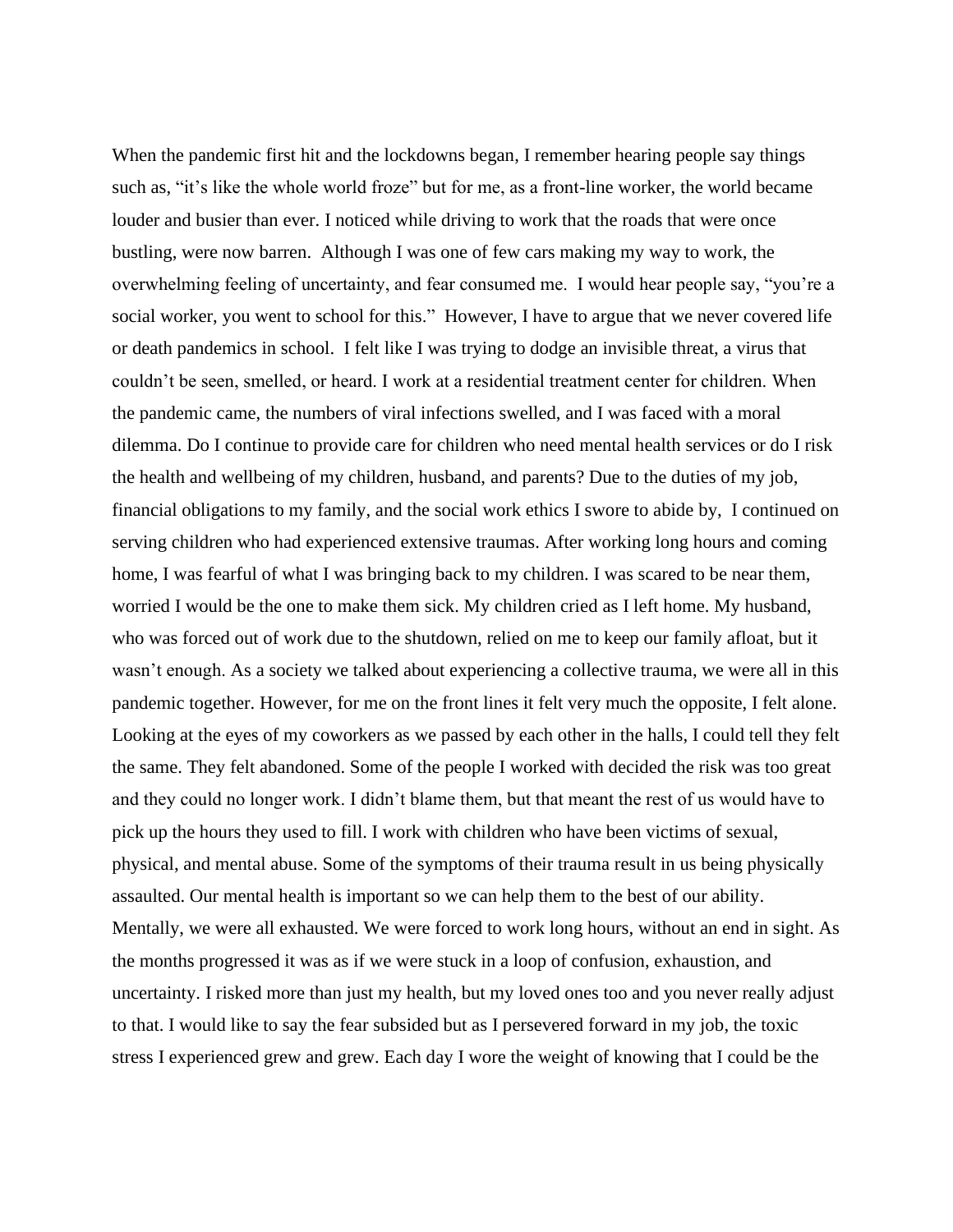When the pandemic first hit and the lockdowns began, I remember hearing people say things such as, "it's like the whole world froze" but for me, as a front-line worker, the world became louder and busier than ever. I noticed while driving to work that the roads that were once bustling, were now barren. Although I was one of few cars making my way to work, the overwhelming feeling of uncertainty, and fear consumed me. I would hear people say, "you're a social worker, you went to school for this." However, I have to argue that we never covered life or death pandemics in school. I felt like I was trying to dodge an invisible threat, a virus that couldn't be seen, smelled, or heard. I work at a residential treatment center for children. When the pandemic came, the numbers of viral infections swelled, and I was faced with a moral dilemma. Do I continue to provide care for children who need mental health services or do I risk the health and wellbeing of my children, husband, and parents? Due to the duties of my job, financial obligations to my family, and the social work ethics I swore to abide by, I continued on serving children who had experienced extensive traumas. After working long hours and coming home, I was fearful of what I was bringing back to my children. I was scared to be near them, worried I would be the one to make them sick. My children cried as I left home. My husband, who was forced out of work due to the shutdown, relied on me to keep our family afloat, but it wasn't enough. As a society we talked about experiencing a collective trauma, we were all in this pandemic together. However, for me on the front lines it felt very much the opposite, I felt alone. Looking at the eyes of my coworkers as we passed by each other in the halls, I could tell they felt the same. They felt abandoned. Some of the people I worked with decided the risk was too great and they could no longer work. I didn't blame them, but that meant the rest of us would have to pick up the hours they used to fill. I work with children who have been victims of sexual, physical, and mental abuse. Some of the symptoms of their trauma result in us being physically assaulted. Our mental health is important so we can help them to the best of our ability. Mentally, we were all exhausted. We were forced to work long hours, without an end in sight. As the months progressed it was as if we were stuck in a loop of confusion, exhaustion, and uncertainty. I risked more than just my health, but my loved ones too and you never really adjust to that. I would like to say the fear subsided but as I persevered forward in my job, the toxic stress I experienced grew and grew. Each day I wore the weight of knowing that I could be the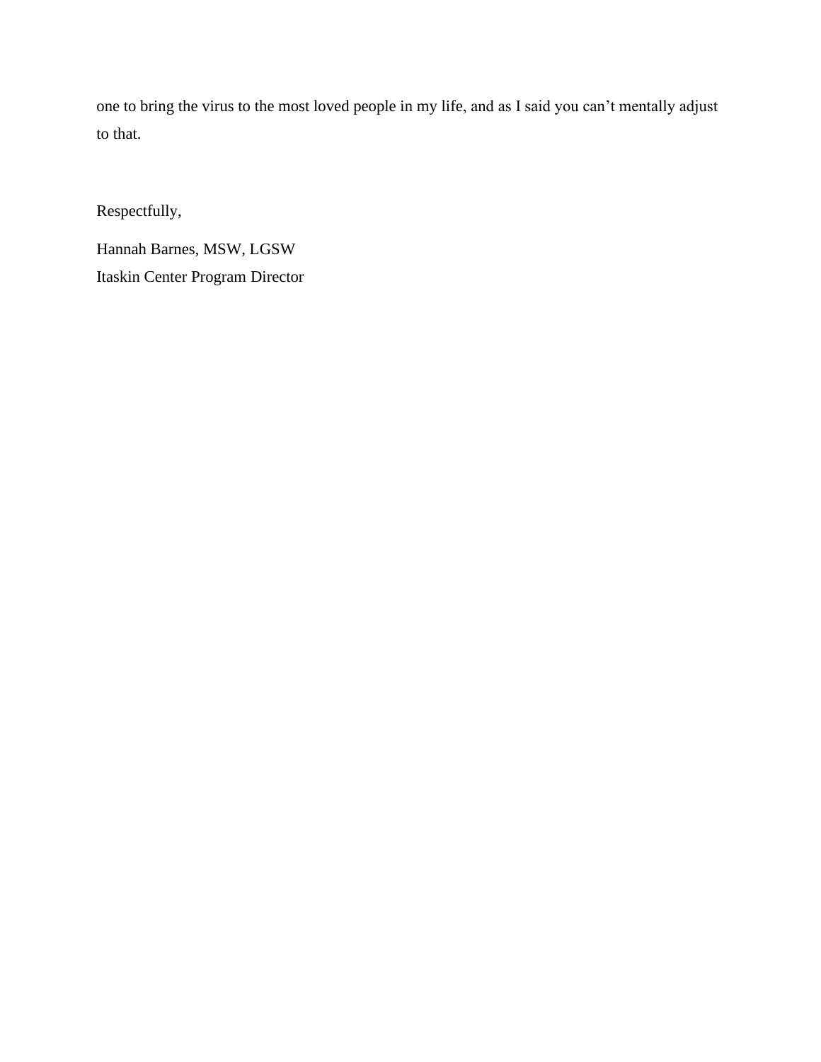one to bring the virus to the most loved people in my life, and as I said you can't mentally adjust to that.

Respectfully,

Hannah Barnes, MSW, LGSW  
Itaskin Center Program Director